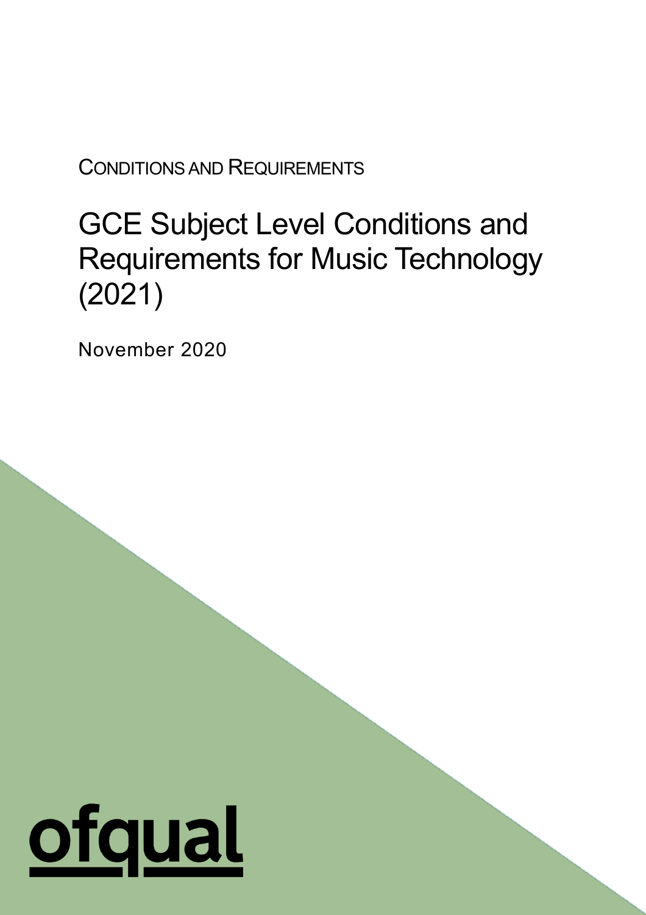CONDITIONS AND REQUIREMENTS

# GCE Subject Level Conditions and Requirements for Music Technology (2021)

November 2020

ofqual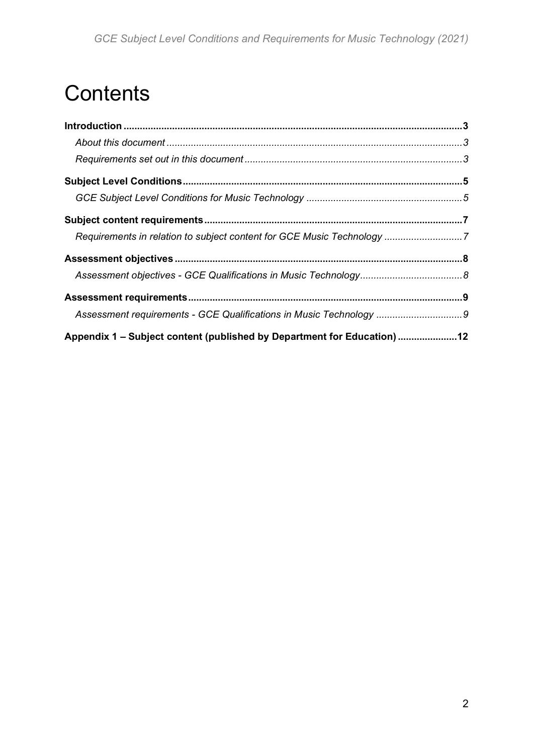# Contents

**Introduction** ............................................................ **3**

*About this document* ............................................................ *3*

*Requirements set out in this document* ............................................................ *3*

**Subject Level Conditions** ............................................................ **5**

*GCE Subject Level Conditions for Music Technology* ............................................................ *5*

**Subject content requirements** ............................................................ **7**

*Requirements in relation to subject content for GCE Music Technology* ............................................................ *7*

**Assessment objectives** ............................................................ **8**

*Assessment objectives - GCE Qualifications in Music Technology* ............................................................ *8*

**Assessment requirements** ............................................................ **9**

*Assessment requirements - GCE Qualifications in Music Technology* ............................................................ *9*

**Appendix 1 – Subject content (published by Department for Education)** ............................................................ **12**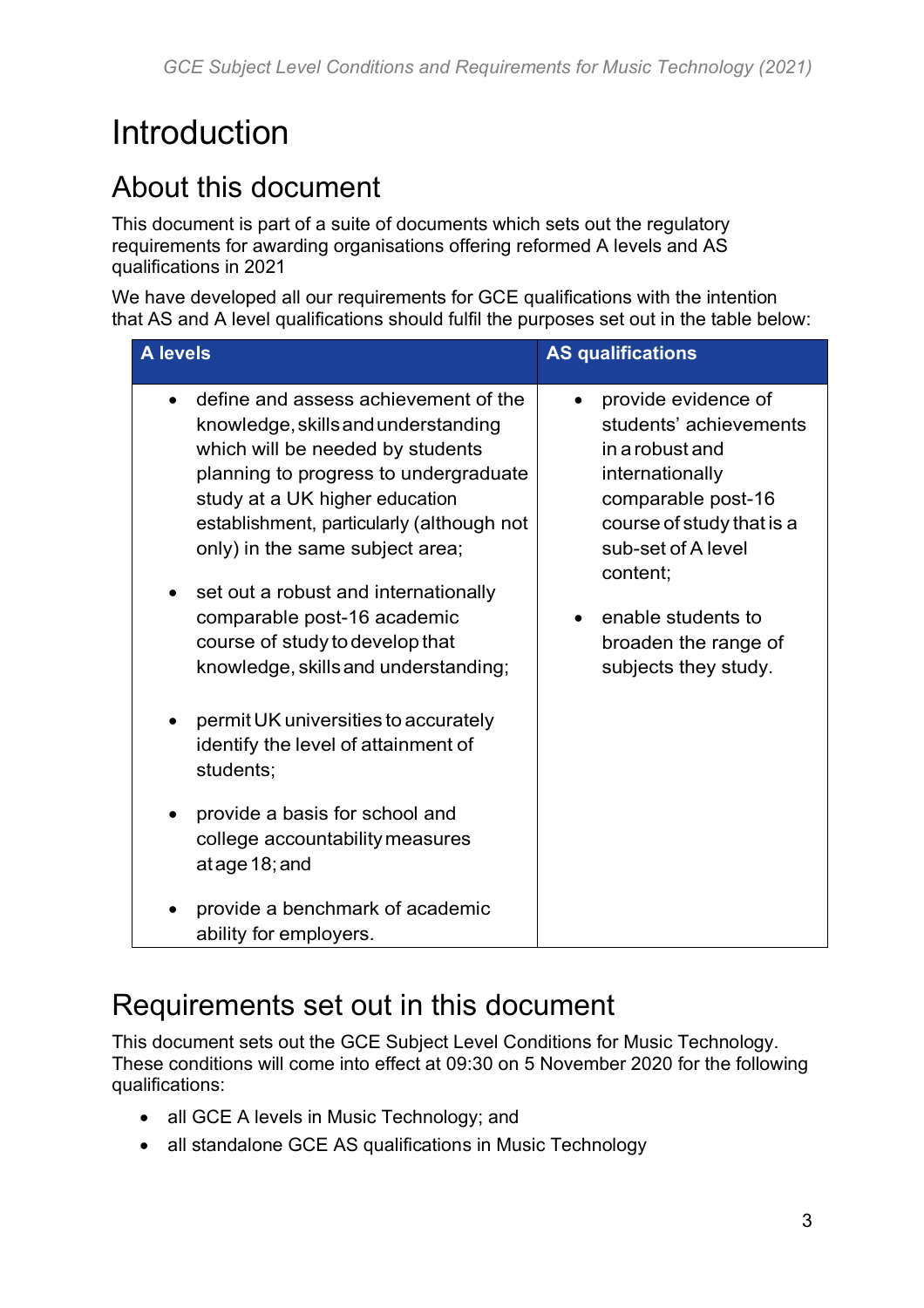# Introduction

## About this document

This document is part of a suite of documents which sets out the regulatory requirements for awarding organisations offering reformed A levels and AS qualifications in 2021

We have developed all our requirements for GCE qualifications with the intention that AS and A level qualifications should fulfil the purposes set out in the table below:

| A levels | AS qualifications |
|---|---|
| • define and assess achievement of the knowledge, skills and understanding which will be needed by students planning to progress to undergraduate study at a UK higher education establishment, particularly (although not only) in the same subject area;<br>• set out a robust and internationally comparable post-16 academic course of study to develop that knowledge, skills and understanding;<br>• permit UK universities to accurately identify the level of attainment of students;<br>• provide a basis for school and college accountability measures at age 18; and<br>• provide a benchmark of academic ability for employers. | • provide evidence of students' achievements in a robust and internationally comparable post-16 course of study that is a sub-set of A level content;<br>• enable students to broaden the range of subjects they study. |

## Requirements set out in this document

This document sets out the GCE Subject Level Conditions for Music Technology. These conditions will come into effect at 09:30 on 5 November 2020 for the following qualifications:

- all GCE A levels in Music Technology; and
- all standalone GCE AS qualifications in Music Technology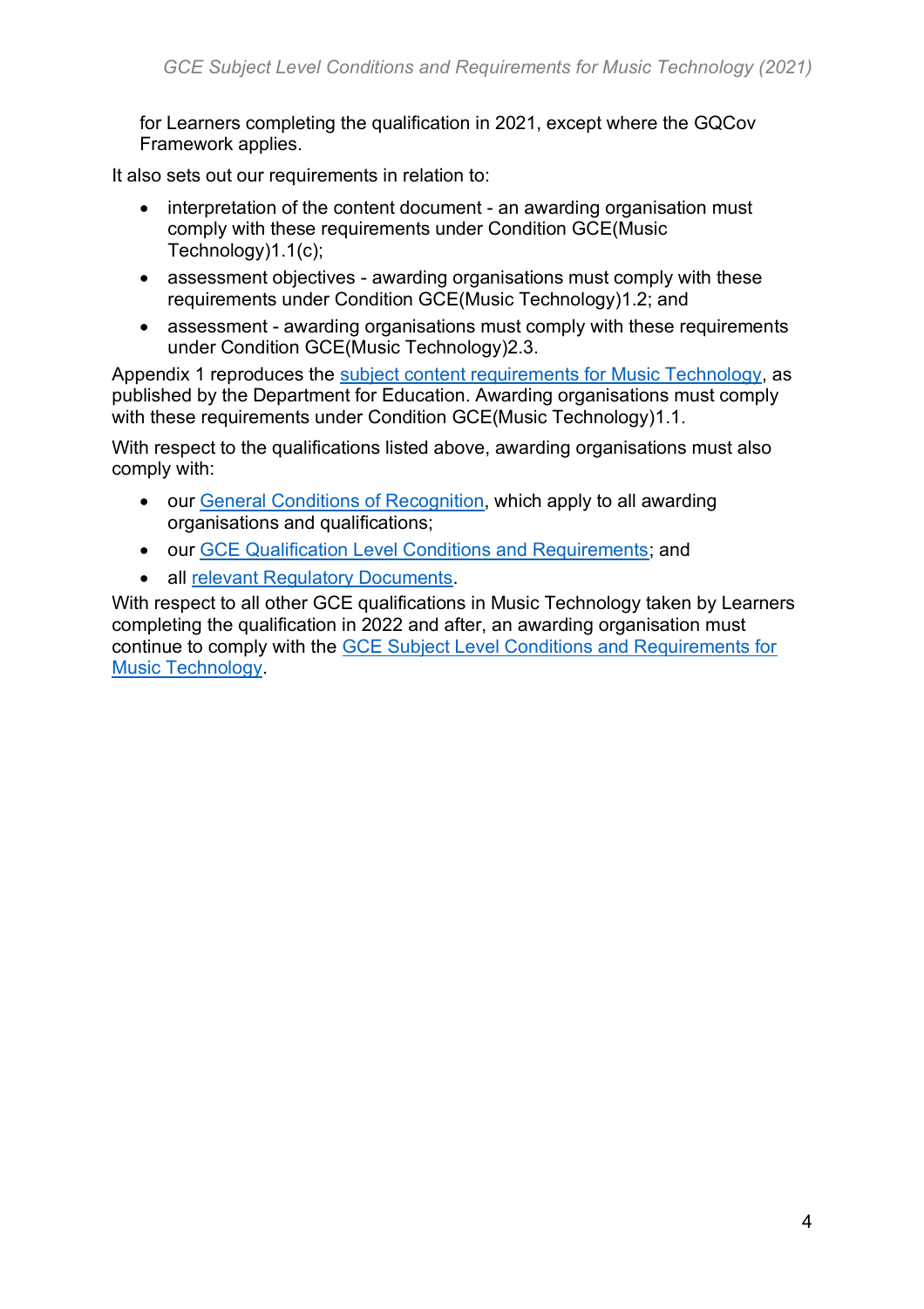for Learners completing the qualification in 2021, except where the GQCov Framework applies.

It also sets out our requirements in relation to:

- interpretation of the content document - an awarding organisation must comply with these requirements under Condition GCE(Music Technology)1.1(c);
- assessment objectives - awarding organisations must comply with these requirements under Condition GCE(Music Technology)1.2; and
- assessment - awarding organisations must comply with these requirements under Condition GCE(Music Technology)2.3.

Appendix 1 reproduces the [subject content requirements for Music Technology](), as published by the Department for Education. Awarding organisations must comply with these requirements under Condition GCE(Music Technology)1.1.

With respect to the qualifications listed above, awarding organisations must also comply with:

- our [General Conditions of Recognition](), which apply to all awarding organisations and qualifications;
- our [GCE Qualification Level Conditions and Requirements](); and
- all [relevant Regulatory Documents]().

With respect to all other GCE qualifications in Music Technology taken by Learners completing the qualification in 2022 and after, an awarding organisation must continue to comply with the [GCE Subject Level Conditions and Requirements for Music Technology]().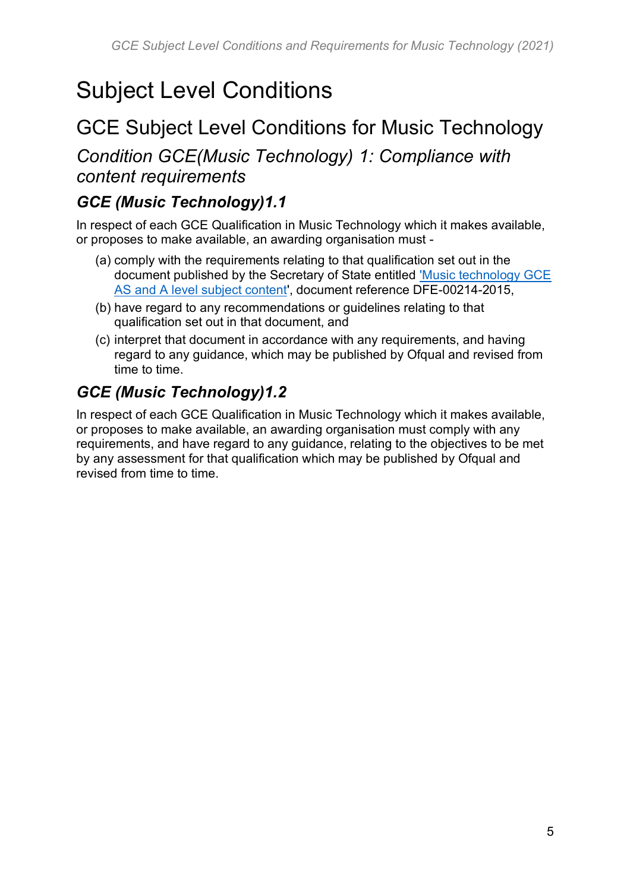# Subject Level Conditions

## GCE Subject Level Conditions for Music Technology

### *Condition GCE(Music Technology) 1: Compliance with content requirements*

#### ***GCE (Music Technology)1.1***

In respect of each GCE Qualification in Music Technology which it makes available, or proposes to make available, an awarding organisation must -

(a) comply with the requirements relating to that qualification set out in the document published by the Secretary of State entitled 'Music technology GCE AS and A level subject content', document reference DFE-00214-2015,

(b) have regard to any recommendations or guidelines relating to that qualification set out in that document, and

(c) interpret that document in accordance with any requirements, and having regard to any guidance, which may be published by Ofqual and revised from time to time.

#### ***GCE (Music Technology)1.2***

In respect of each GCE Qualification in Music Technology which it makes available, or proposes to make available, an awarding organisation must comply with any requirements, and have regard to any guidance, relating to the objectives to be met by any assessment for that qualification which may be published by Ofqual and revised from time to time.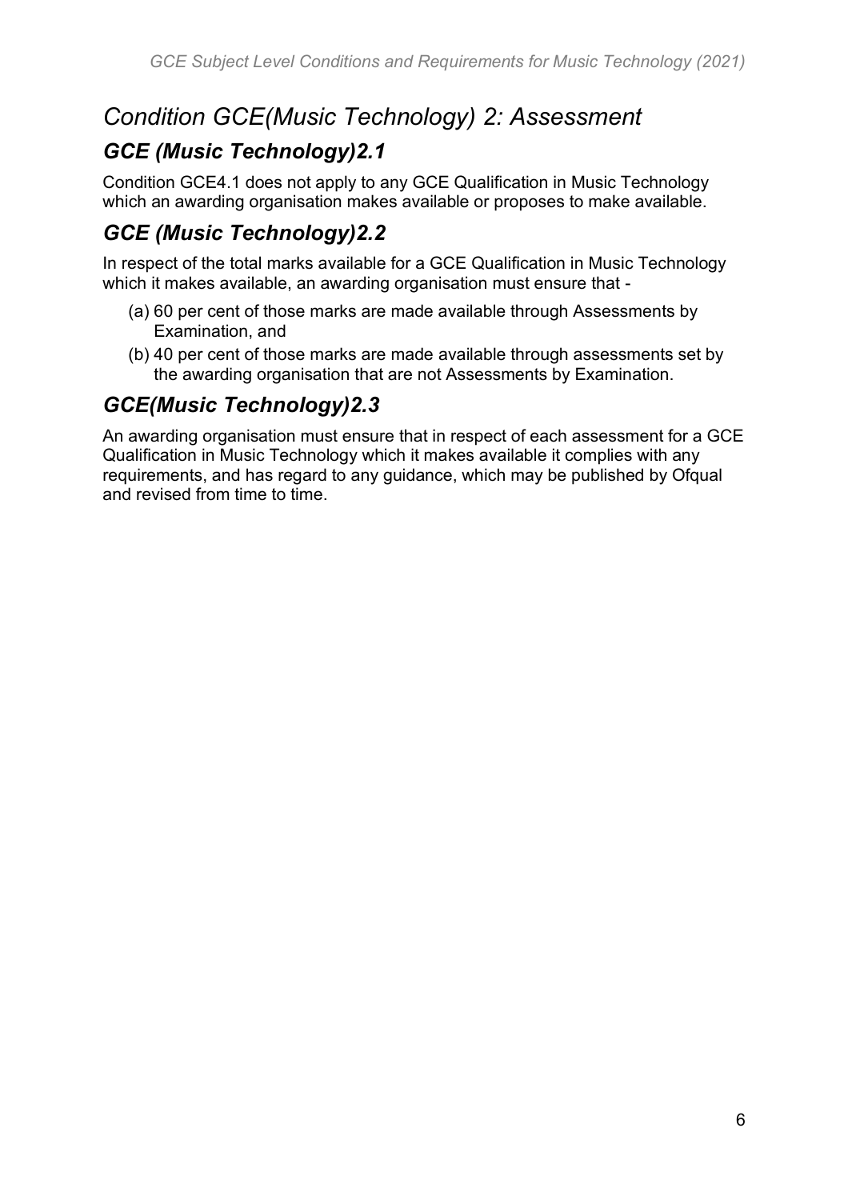## *Condition GCE(Music Technology) 2: Assessment*

### *GCE (Music Technology)2.1*

Condition GCE4.1 does not apply to any GCE Qualification in Music Technology which an awarding organisation makes available or proposes to make available.

### *GCE (Music Technology)2.2*

In respect of the total marks available for a GCE Qualification in Music Technology which it makes available, an awarding organisation must ensure that -

(a) 60 per cent of those marks are made available through Assessments by Examination, and

(b) 40 per cent of those marks are made available through assessments set by the awarding organisation that are not Assessments by Examination.

### *GCE(Music Technology)2.3*

An awarding organisation must ensure that in respect of each assessment for a GCE Qualification in Music Technology which it makes available it complies with any requirements, and has regard to any guidance, which may be published by Ofqual and revised from time to time.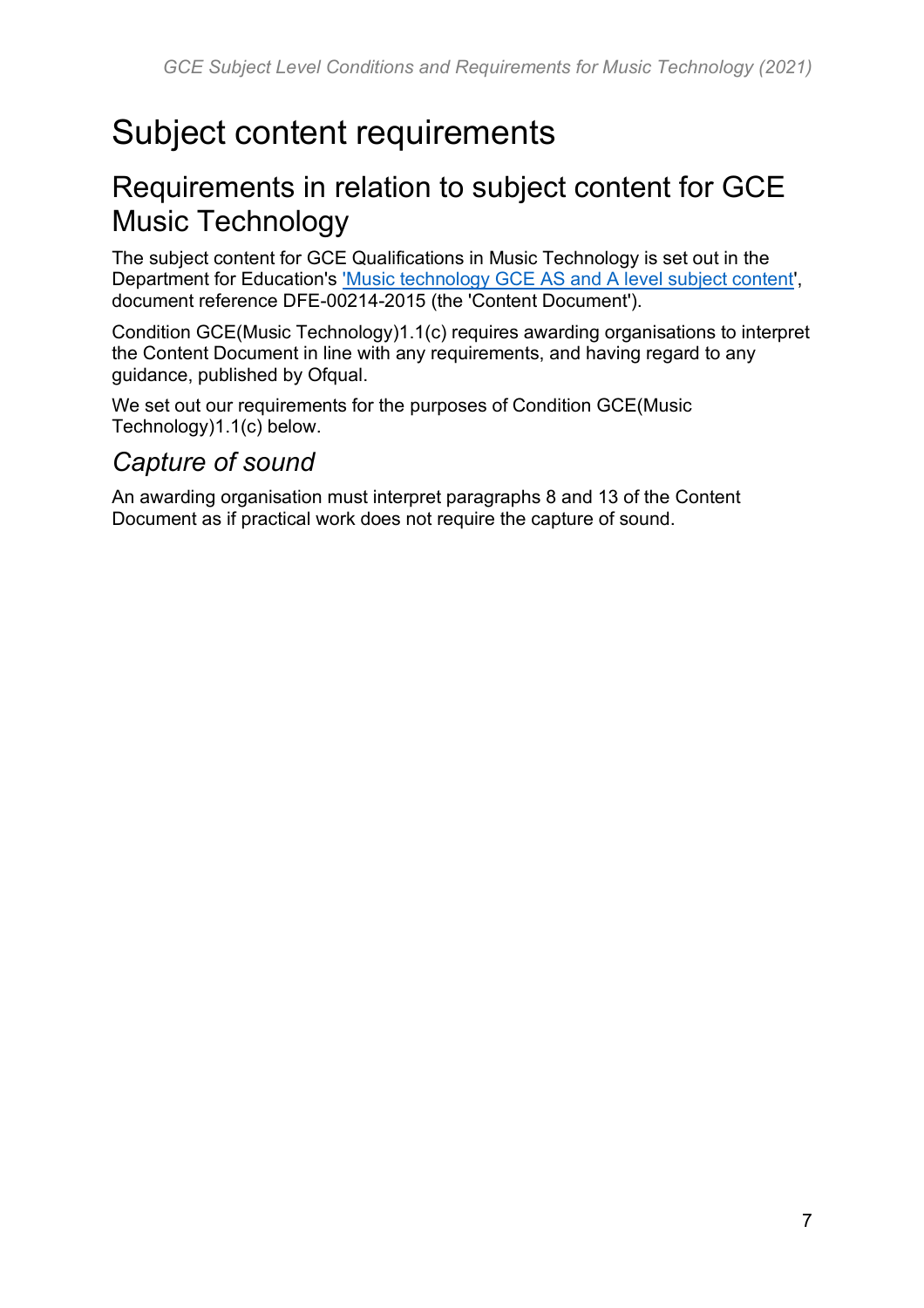# Subject content requirements

## Requirements in relation to subject content for GCE Music Technology

The subject content for GCE Qualifications in Music Technology is set out in the Department for Education's ['Music technology GCE AS and A level subject content'](), document reference DFE-00214-2015 (the 'Content Document').

Condition GCE(Music Technology)1.1(c) requires awarding organisations to interpret the Content Document in line with any requirements, and having regard to any guidance, published by Ofqual.

We set out our requirements for the purposes of Condition GCE(Music Technology)1.1(c) below.

### *Capture of sound*

An awarding organisation must interpret paragraphs 8 and 13 of the Content Document as if practical work does not require the capture of sound.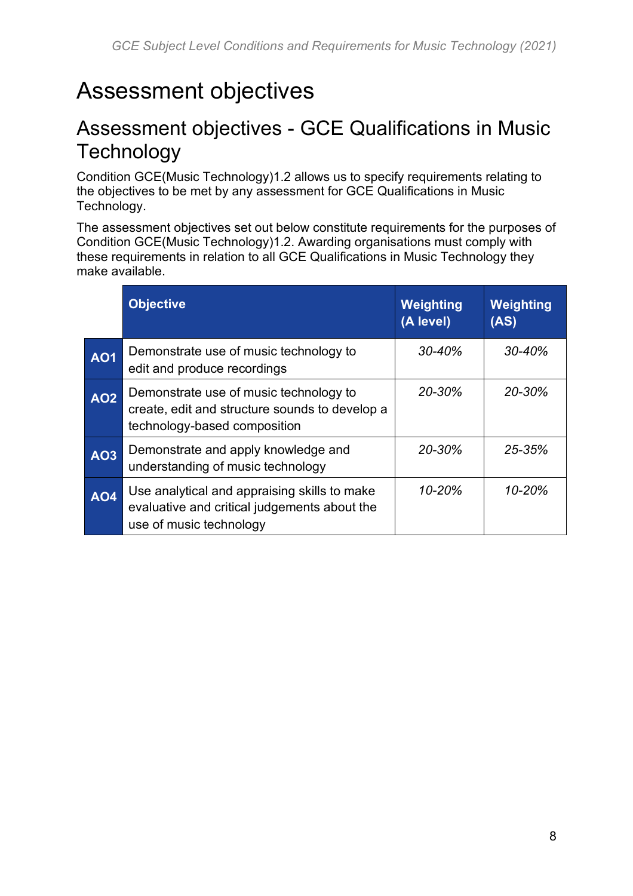# Assessment objectives

## Assessment objectives - GCE Qualifications in Music Technology

Condition GCE(Music Technology)1.2 allows us to specify requirements relating to the objectives to be met by any assessment for GCE Qualifications in Music Technology.

The assessment objectives set out below constitute requirements for the purposes of Condition GCE(Music Technology)1.2. Awarding organisations must comply with these requirements in relation to all GCE Qualifications in Music Technology they make available.

| | Objective | Weighting (A level) | Weighting (AS) |
|---|---|---|---|
| **AO1** | Demonstrate use of music technology to edit and produce recordings | *30-40%* | *30-40%* |
| **AO2** | Demonstrate use of music technology to create, edit and structure sounds to develop a technology-based composition | *20-30%* | *20-30%* |
| **AO3** | Demonstrate and apply knowledge and understanding of music technology | *20-30%* | *25-35%* |
| **AO4** | Use analytical and appraising skills to make evaluative and critical judgements about the use of music technology | *10-20%* | *10-20%* |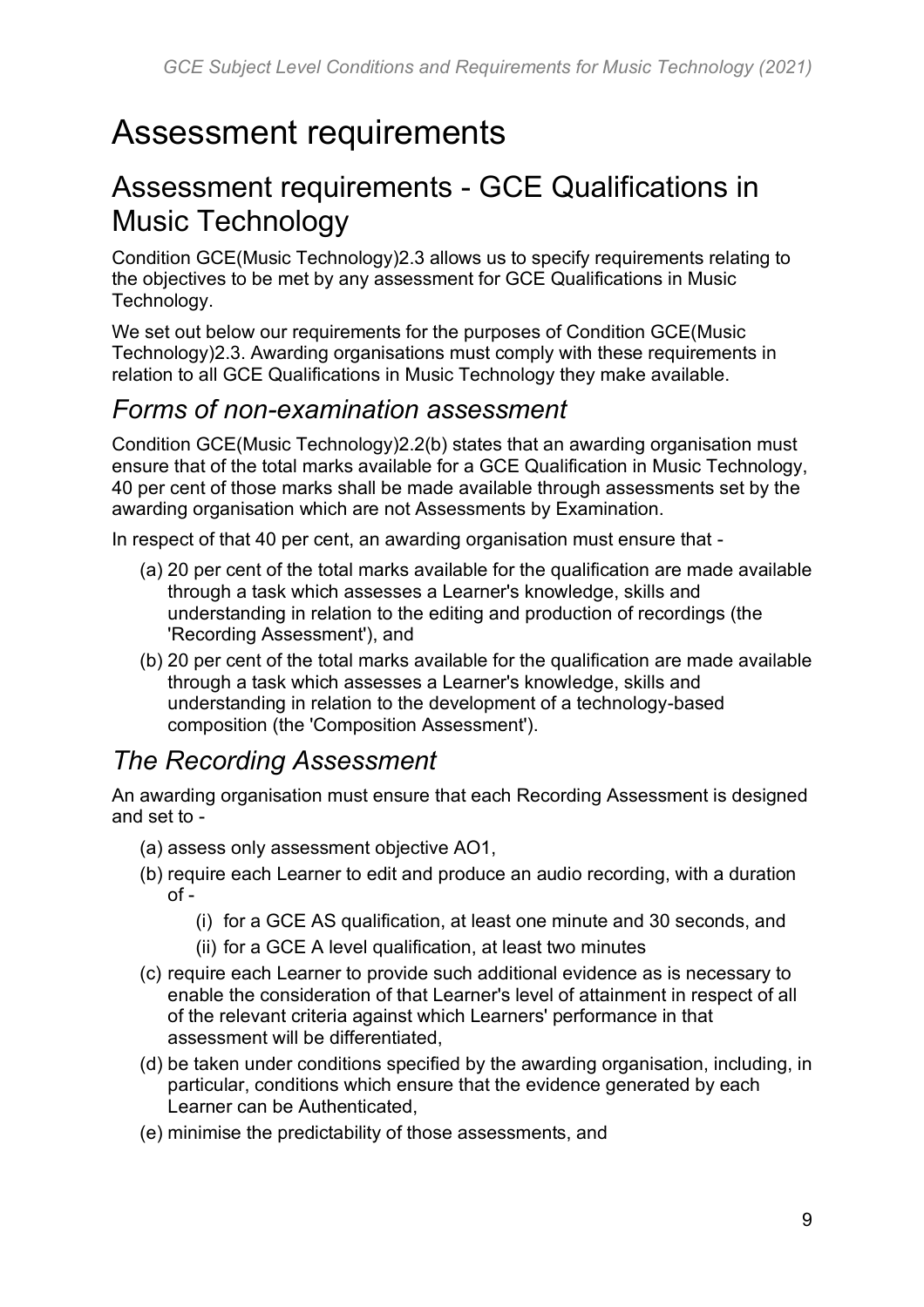# Assessment requirements

## Assessment requirements - GCE Qualifications in Music Technology

Condition GCE(Music Technology)2.3 allows us to specify requirements relating to the objectives to be met by any assessment for GCE Qualifications in Music Technology.

We set out below our requirements for the purposes of Condition GCE(Music Technology)2.3. Awarding organisations must comply with these requirements in relation to all GCE Qualifications in Music Technology they make available.

### *Forms of non-examination assessment*

Condition GCE(Music Technology)2.2(b) states that an awarding organisation must ensure that of the total marks available for a GCE Qualification in Music Technology, 40 per cent of those marks shall be made available through assessments set by the awarding organisation which are not Assessments by Examination.

In respect of that 40 per cent, an awarding organisation must ensure that -

- (a) 20 per cent of the total marks available for the qualification are made available through a task which assesses a Learner's knowledge, skills and understanding in relation to the editing and production of recordings (the 'Recording Assessment'), and
- (b) 20 per cent of the total marks available for the qualification are made available through a task which assesses a Learner's knowledge, skills and understanding in relation to the development of a technology-based composition (the 'Composition Assessment').

### *The Recording Assessment*

An awarding organisation must ensure that each Recording Assessment is designed and set to -

- (a) assess only assessment objective AO1,
- (b) require each Learner to edit and produce an audio recording, with a duration of -
  - (i) for a GCE AS qualification, at least one minute and 30 seconds, and
  - (ii) for a GCE A level qualification, at least two minutes
- (c) require each Learner to provide such additional evidence as is necessary to enable the consideration of that Learner's level of attainment in respect of all of the relevant criteria against which Learners' performance in that assessment will be differentiated,
- (d) be taken under conditions specified by the awarding organisation, including, in particular, conditions which ensure that the evidence generated by each Learner can be Authenticated,
- (e) minimise the predictability of those assessments, and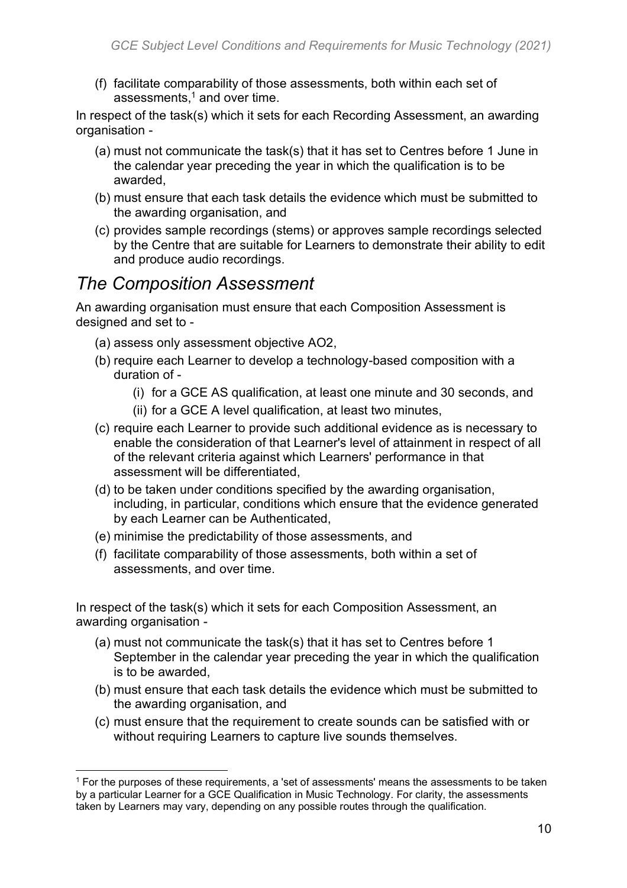(f) facilitate comparability of those assessments, both within each set of assessments,[1] and over time.

In respect of the task(s) which it sets for each Recording Assessment, an awarding organisation -

(a) must not communicate the task(s) that it has set to Centres before 1 June in the calendar year preceding the year in which the qualification is to be awarded,

(b) must ensure that each task details the evidence which must be submitted to the awarding organisation, and

(c) provides sample recordings (stems) or approves sample recordings selected by the Centre that are suitable for Learners to demonstrate their ability to edit and produce audio recordings.

## *The Composition Assessment*

An awarding organisation must ensure that each Composition Assessment is designed and set to -

(a) assess only assessment objective AO2,

(b) require each Learner to develop a technology-based composition with a duration of -

  (i) for a GCE AS qualification, at least one minute and 30 seconds, and

  (ii) for a GCE A level qualification, at least two minutes,

(c) require each Learner to provide such additional evidence as is necessary to enable the consideration of that Learner's level of attainment in respect of all of the relevant criteria against which Learners' performance in that assessment will be differentiated,

(d) to be taken under conditions specified by the awarding organisation, including, in particular, conditions which ensure that the evidence generated by each Learner can be Authenticated,

(e) minimise the predictability of those assessments, and

(f) facilitate comparability of those assessments, both within a set of assessments, and over time.

In respect of the task(s) which it sets for each Composition Assessment, an awarding organisation -

(a) must not communicate the task(s) that it has set to Centres before 1 September in the calendar year preceding the year in which the qualification is to be awarded,

(b) must ensure that each task details the evidence which must be submitted to the awarding organisation, and

(c) must ensure that the requirement to create sounds can be satisfied with or without requiring Learners to capture live sounds themselves.

---

[1] For the purposes of these requirements, a 'set of assessments' means the assessments to be taken by a particular Learner for a GCE Qualification in Music Technology. For clarity, the assessments taken by Learners may vary, depending on any possible routes through the qualification.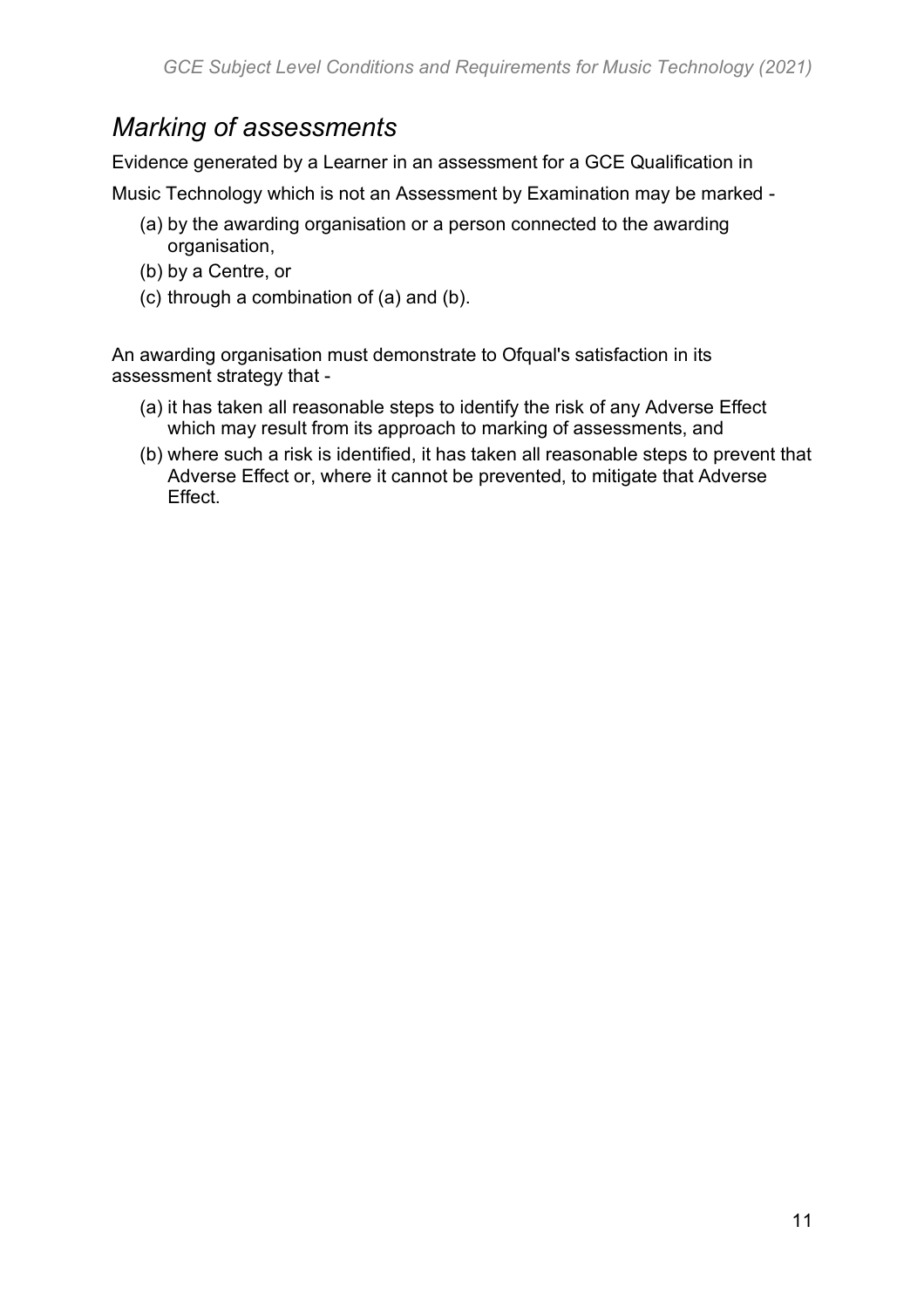## *Marking of assessments*

Evidence generated by a Learner in an assessment for a GCE Qualification in Music Technology which is not an Assessment by Examination may be marked -

(a) by the awarding organisation or a person connected to the awarding organisation,

(b) by a Centre, or

(c) through a combination of (a) and (b).

An awarding organisation must demonstrate to Ofqual's satisfaction in its assessment strategy that -

(a) it has taken all reasonable steps to identify the risk of any Adverse Effect which may result from its approach to marking of assessments, and

(b) where such a risk is identified, it has taken all reasonable steps to prevent that Adverse Effect or, where it cannot be prevented, to mitigate that Adverse Effect.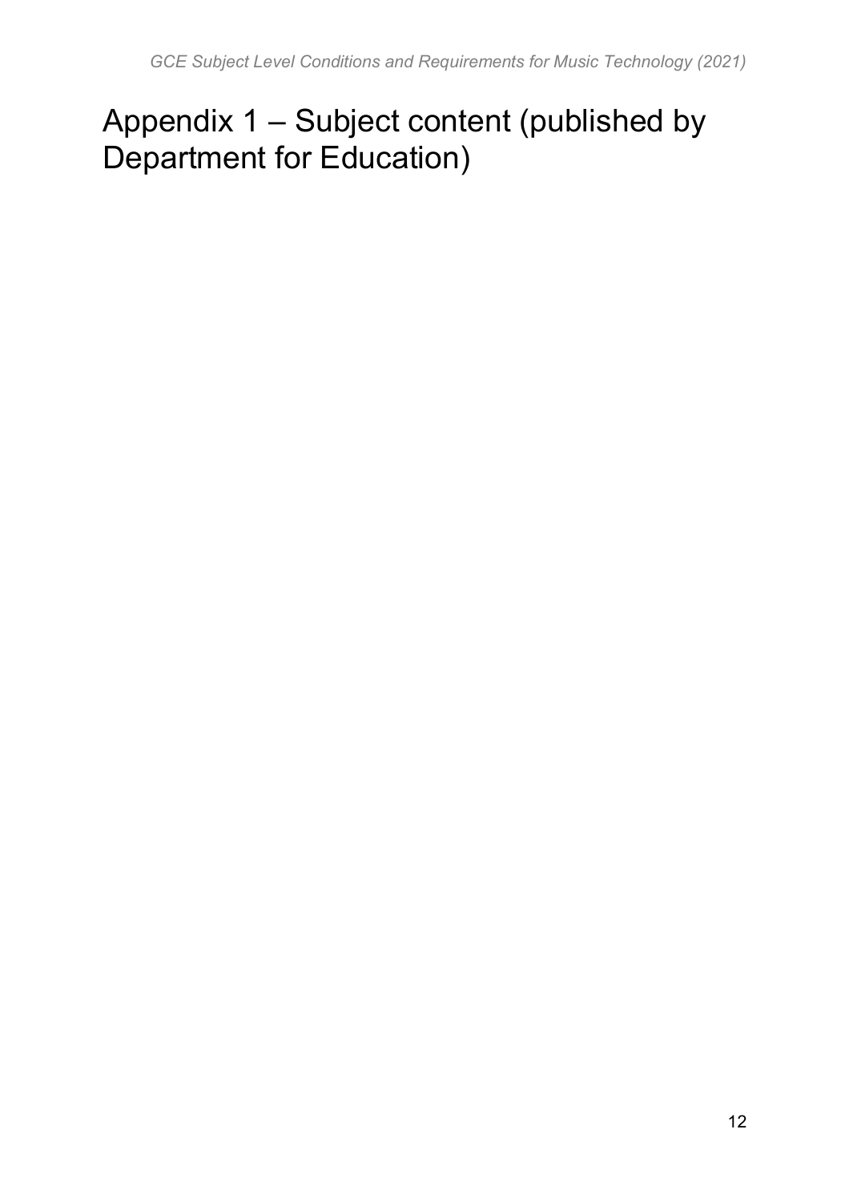# Appendix 1 – Subject content (published by Department for Education)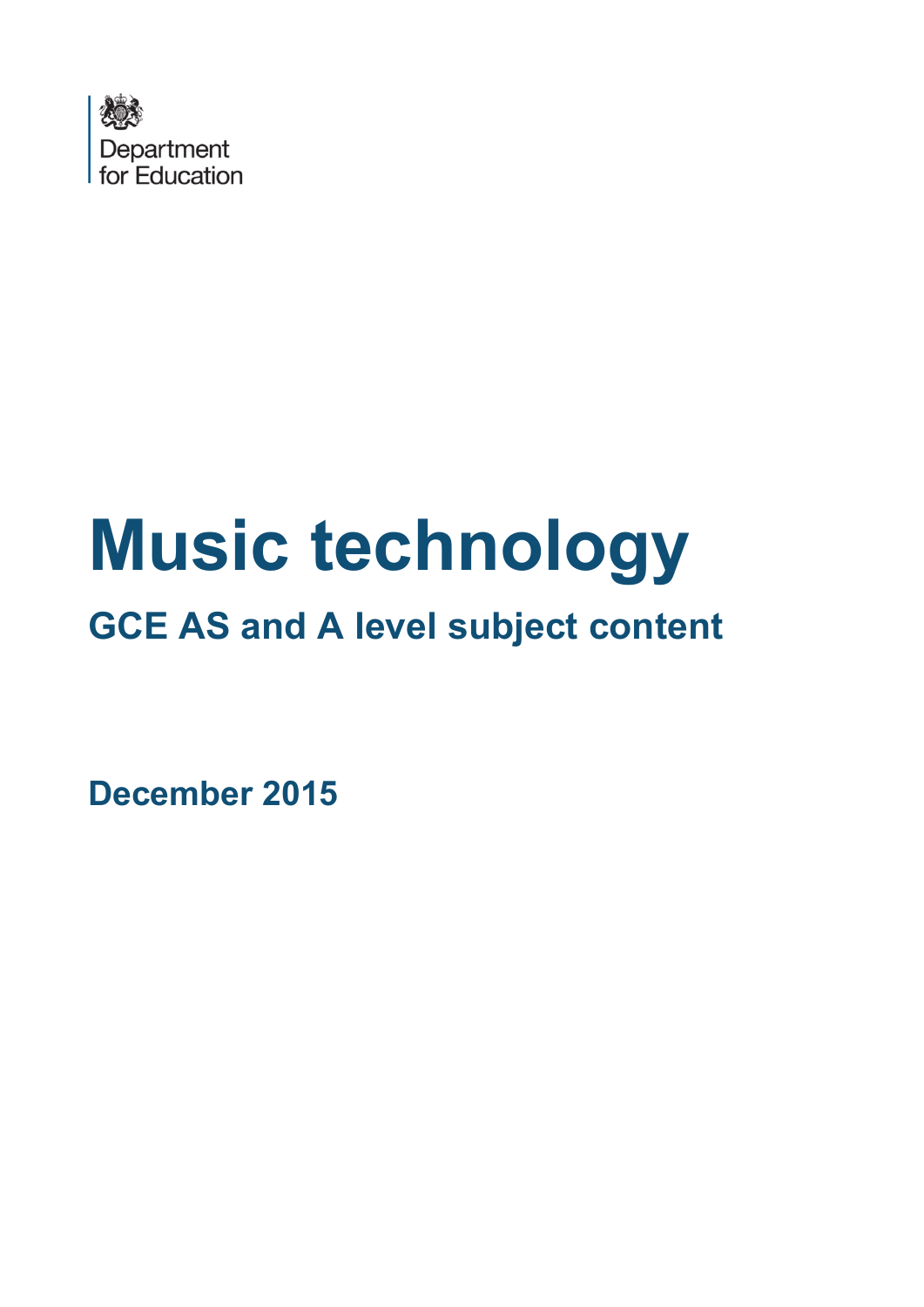Department for Education

# Music technology

## GCE AS and A level subject content

**December 2015**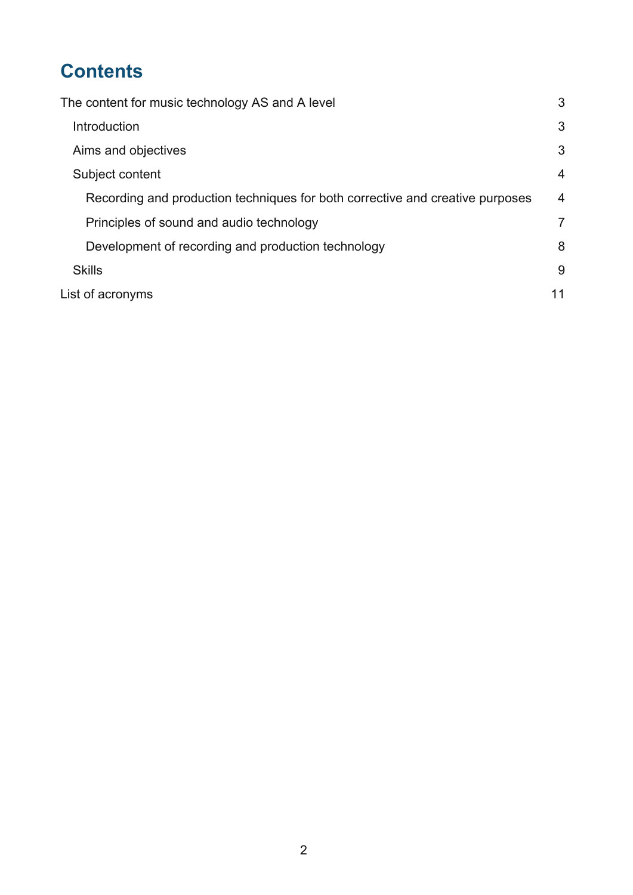# Contents

The content for music technology AS and A level 3

- Introduction 3
- Aims and objectives 3
- Subject content 4
  - Recording and production techniques for both corrective and creative purposes 4
  - Principles of sound and audio technology 7
  - Development of recording and production technology 8
- Skills 9

List of acronyms 11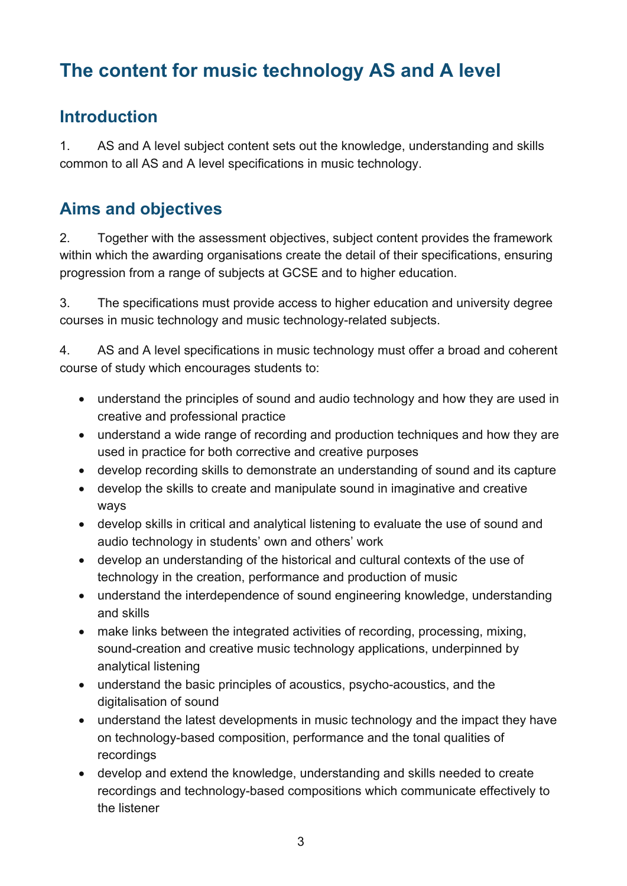# The content for music technology AS and A level

## Introduction

1. AS and A level subject content sets out the knowledge, understanding and skills common to all AS and A level specifications in music technology.

## Aims and objectives

2. Together with the assessment objectives, subject content provides the framework within which the awarding organisations create the detail of their specifications, ensuring progression from a range of subjects at GCSE and to higher education.

3. The specifications must provide access to higher education and university degree courses in music technology and music technology-related subjects.

4. AS and A level specifications in music technology must offer a broad and coherent course of study which encourages students to:

- understand the principles of sound and audio technology and how they are used in creative and professional practice
- understand a wide range of recording and production techniques and how they are used in practice for both corrective and creative purposes
- develop recording skills to demonstrate an understanding of sound and its capture
- develop the skills to create and manipulate sound in imaginative and creative ways
- develop skills in critical and analytical listening to evaluate the use of sound and audio technology in students' own and others' work
- develop an understanding of the historical and cultural contexts of the use of technology in the creation, performance and production of music
- understand the interdependence of sound engineering knowledge, understanding and skills
- make links between the integrated activities of recording, processing, mixing, sound-creation and creative music technology applications, underpinned by analytical listening
- understand the basic principles of acoustics, psycho-acoustics, and the digitalisation of sound
- understand the latest developments in music technology and the impact they have on technology-based composition, performance and the tonal qualities of recordings
- develop and extend the knowledge, understanding and skills needed to create recordings and technology-based compositions which communicate effectively to the listener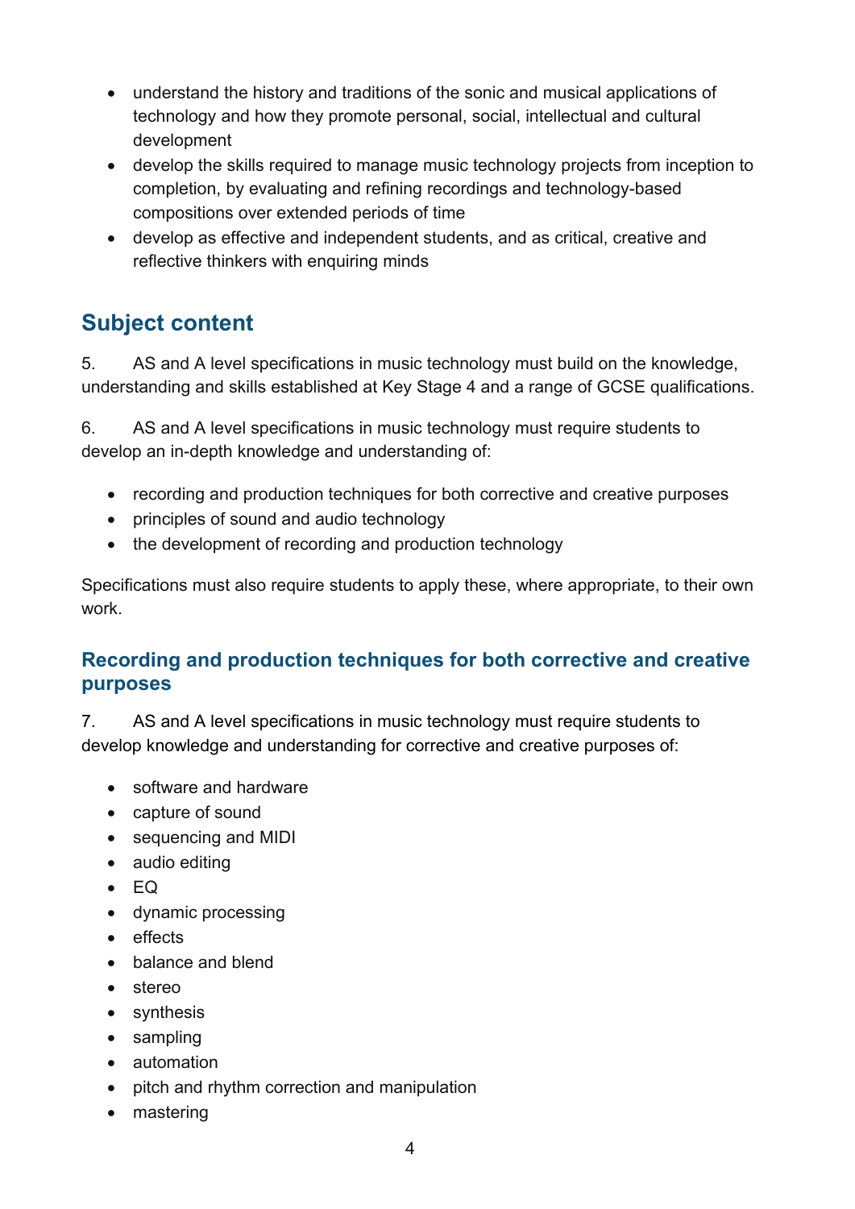- understand the history and traditions of the sonic and musical applications of technology and how they promote personal, social, intellectual and cultural development
- develop the skills required to manage music technology projects from inception to completion, by evaluating and refining recordings and technology-based compositions over extended periods of time
- develop as effective and independent students, and as critical, creative and reflective thinkers with enquiring minds

## Subject content

5. AS and A level specifications in music technology must build on the knowledge, understanding and skills established at Key Stage 4 and a range of GCSE qualifications.

6. AS and A level specifications in music technology must require students to develop an in-depth knowledge and understanding of:

- recording and production techniques for both corrective and creative purposes
- principles of sound and audio technology
- the development of recording and production technology

Specifications must also require students to apply these, where appropriate, to their own work.

### Recording and production techniques for both corrective and creative purposes

7. AS and A level specifications in music technology must require students to develop knowledge and understanding for corrective and creative purposes of:

- software and hardware
- capture of sound
- sequencing and MIDI
- audio editing
- EQ
- dynamic processing
- effects
- balance and blend
- stereo
- synthesis
- sampling
- automation
- pitch and rhythm correction and manipulation
- mastering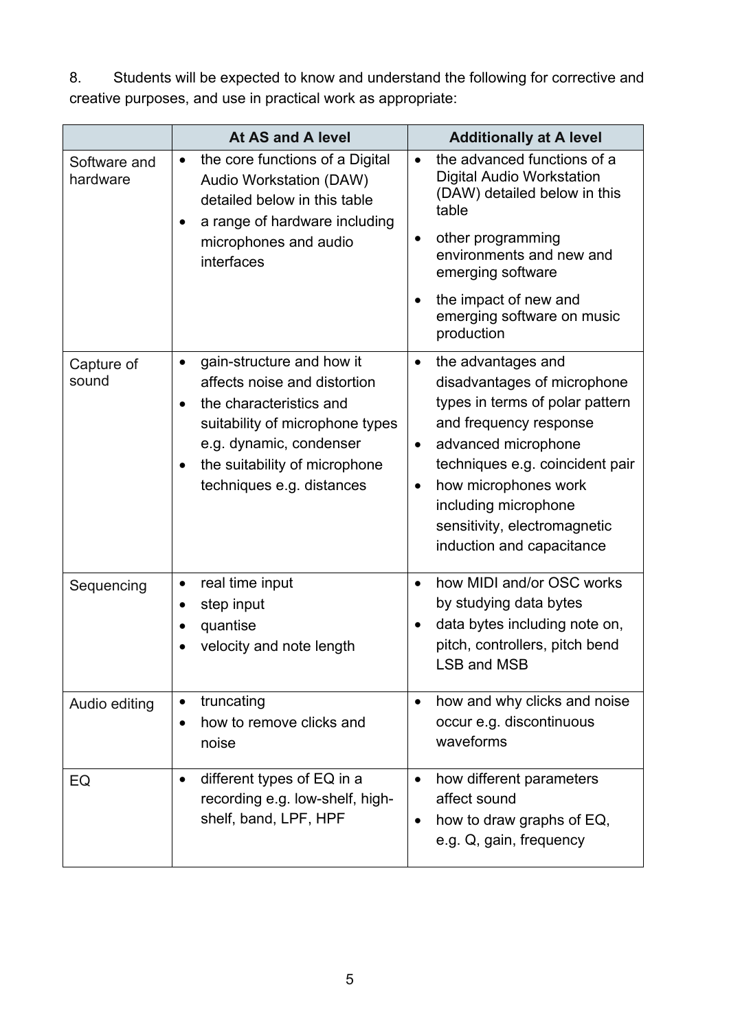8. Students will be expected to know and understand the following for corrective and creative purposes, and use in practical work as appropriate:

| | At AS and A level | Additionally at A level |
|---|---|---|
| Software and hardware | • the core functions of a Digital Audio Workstation (DAW) detailed below in this table<br>• a range of hardware including microphones and audio interfaces | • the advanced functions of a Digital Audio Workstation (DAW) detailed below in this table<br>• other programming environments and new and emerging software<br>• the impact of new and emerging software on music production |
| Capture of sound | • gain-structure and how it affects noise and distortion<br>• the characteristics and suitability of microphone types e.g. dynamic, condenser<br>• the suitability of microphone techniques e.g. distances | • the advantages and disadvantages of microphone types in terms of polar pattern and frequency response<br>• advanced microphone techniques e.g. coincident pair<br>• how microphones work including microphone sensitivity, electromagnetic induction and capacitance |
| Sequencing | • real time input<br>• step input<br>• quantise<br>• velocity and note length | • how MIDI and/or OSC works by studying data bytes<br>• data bytes including note on, pitch, controllers, pitch bend LSB and MSB |
| Audio editing | • truncating<br>• how to remove clicks and noise | • how and why clicks and noise occur e.g. discontinuous waveforms |
| EQ | • different types of EQ in a recording e.g. low-shelf, high-shelf, band, LPF, HPF | • how different parameters affect sound<br>• how to draw graphs of EQ, e.g. Q, gain, frequency |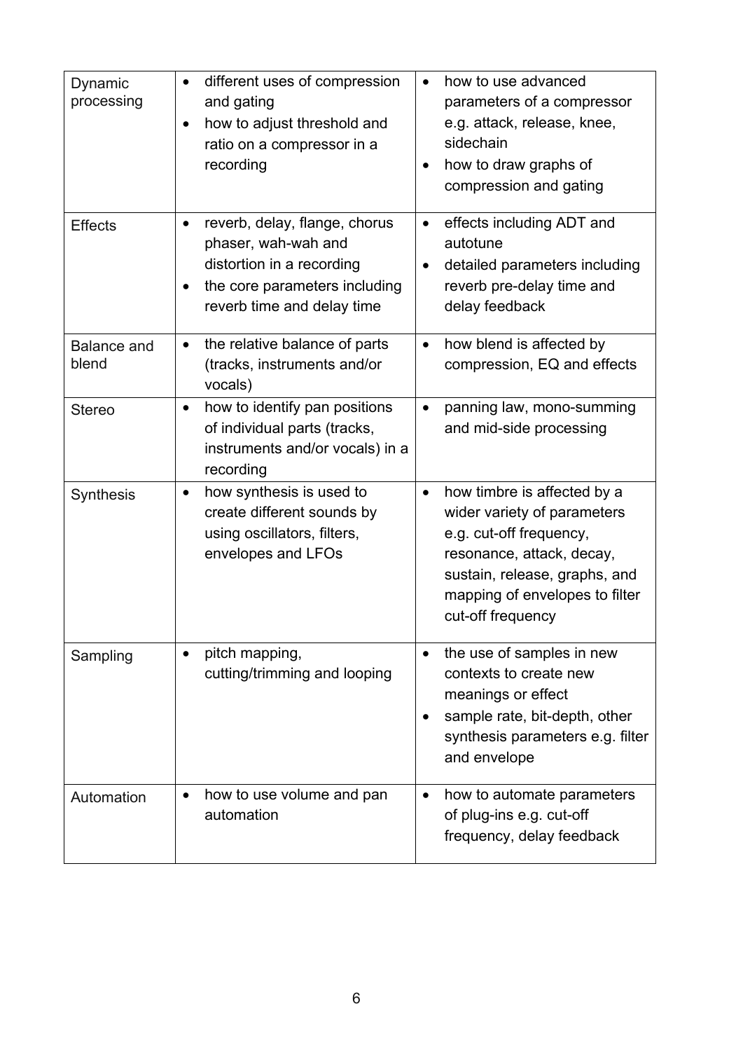| | | |
|---|---|---|
| Dynamic processing | • different uses of compression and gating<br>• how to adjust threshold and ratio on a compressor in a recording | • how to use advanced parameters of a compressor e.g. attack, release, knee, sidechain<br>• how to draw graphs of compression and gating |
| Effects | • reverb, delay, flange, chorus phaser, wah-wah and distortion in a recording<br>• the core parameters including reverb time and delay time | • effects including ADT and autotune<br>• detailed parameters including reverb pre-delay time and delay feedback |
| Balance and blend | • the relative balance of parts (tracks, instruments and/or vocals) | • how blend is affected by compression, EQ and effects |
| Stereo | • how to identify pan positions of individual parts (tracks, instruments and/or vocals) in a recording | • panning law, mono-summing and mid-side processing |
| Synthesis | • how synthesis is used to create different sounds by using oscillators, filters, envelopes and LFOs | • how timbre is affected by a wider variety of parameters e.g. cut-off frequency, resonance, attack, decay, sustain, release, graphs, and mapping of envelopes to filter cut-off frequency |
| Sampling | • pitch mapping, cutting/trimming and looping | • the use of samples in new contexts to create new meanings or effect<br>• sample rate, bit-depth, other synthesis parameters e.g. filter and envelope |
| Automation | • how to use volume and pan automation | • how to automate parameters of plug-ins e.g. cut-off frequency, delay feedback |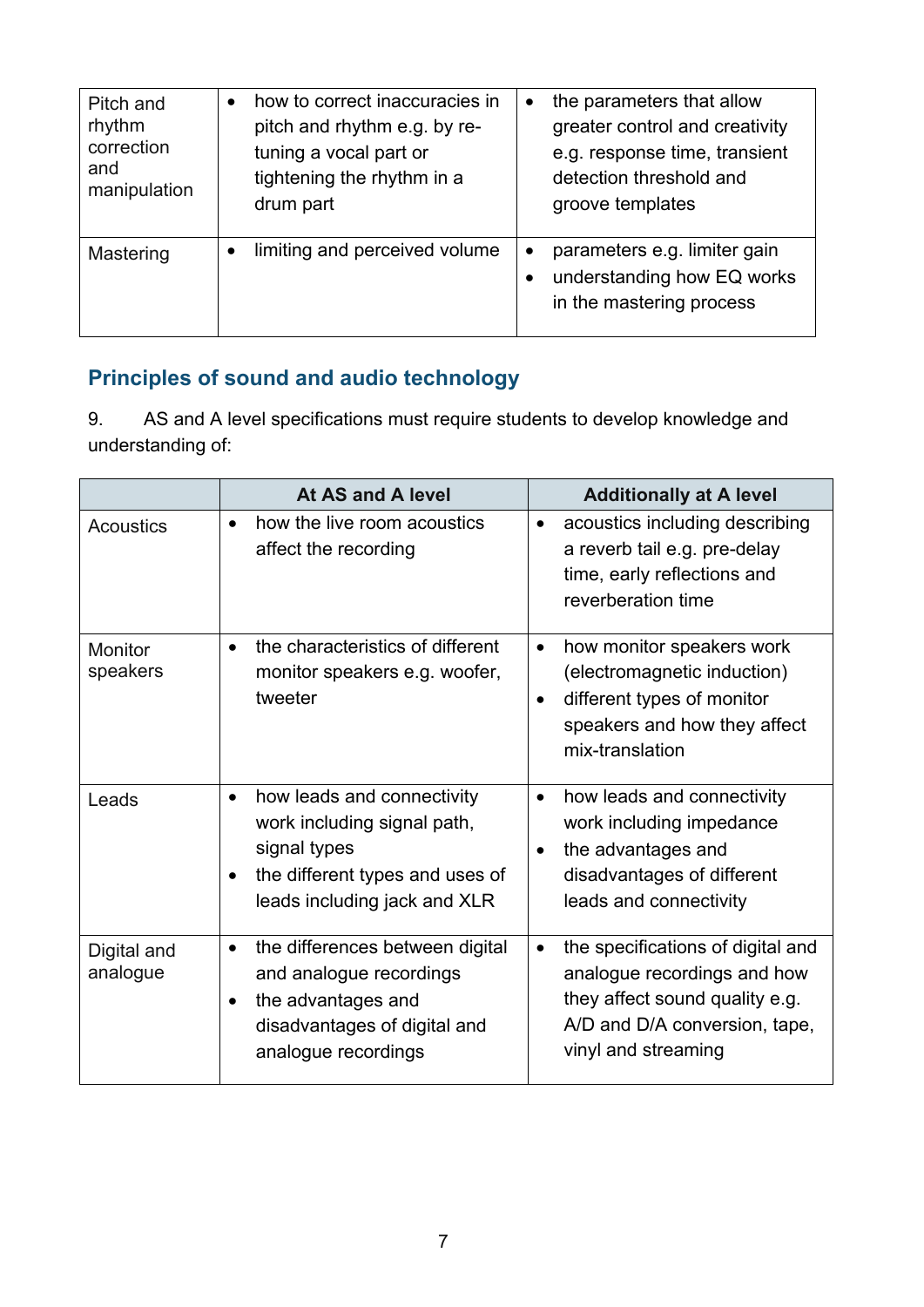| | | |
|---|---|---|
| Pitch and rhythm correction and manipulation | • how to correct inaccuracies in pitch and rhythm e.g. by re-tuning a vocal part or tightening the rhythm in a drum part | • the parameters that allow greater control and creativity e.g. response time, transient detection threshold and groove templates |
| Mastering | • limiting and perceived volume | • parameters e.g. limiter gain<br>• understanding how EQ works in the mastering process |

## Principles of sound and audio technology

9. AS and A level specifications must require students to develop knowledge and understanding of:

| | At AS and A level | Additionally at A level |
|---|---|---|
| Acoustics | • how the live room acoustics affect the recording | • acoustics including describing a reverb tail e.g. pre-delay time, early reflections and reverberation time |
| Monitor speakers | • the characteristics of different monitor speakers e.g. woofer, tweeter | • how monitor speakers work (electromagnetic induction)<br>• different types of monitor speakers and how they affect mix-translation |
| Leads | • how leads and connectivity work including signal path, signal types<br>• the different types and uses of leads including jack and XLR | • how leads and connectivity work including impedance<br>• the advantages and disadvantages of different leads and connectivity |
| Digital and analogue | • the differences between digital and analogue recordings<br>• the advantages and disadvantages of digital and analogue recordings | • the specifications of digital and analogue recordings and how they affect sound quality e.g. A/D and D/A conversion, tape, vinyl and streaming |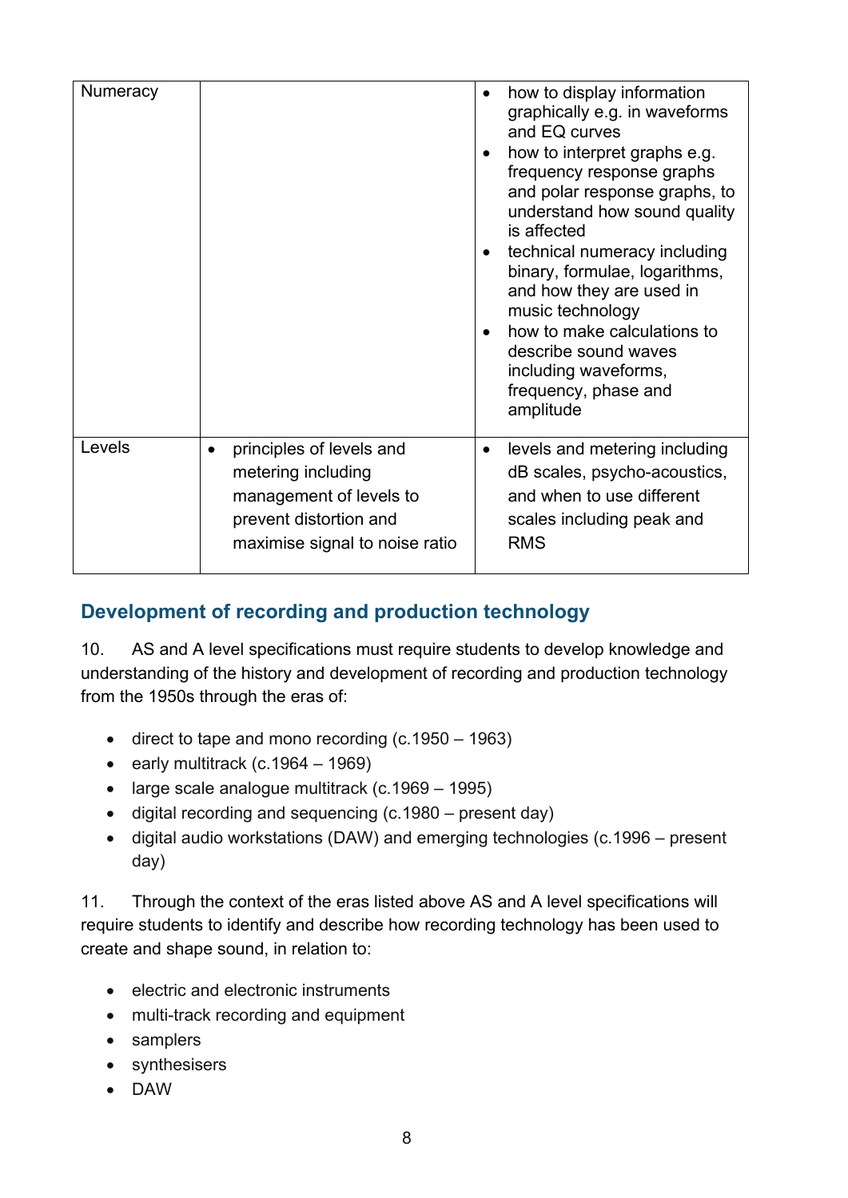| | | |
|---|---|---|
| Numeracy | | • how to display information graphically e.g. in waveforms and EQ curves<br>• how to interpret graphs e.g. frequency response graphs and polar response graphs, to understand how sound quality is affected<br>• technical numeracy including binary, formulae, logarithms, and how they are used in music technology<br>• how to make calculations to describe sound waves including waveforms, frequency, phase and amplitude |
| Levels | • principles of levels and metering including management of levels to prevent distortion and maximise signal to noise ratio | • levels and metering including dB scales, psycho-acoustics, and when to use different scales including peak and RMS |

## Development of recording and production technology

10. AS and A level specifications must require students to develop knowledge and understanding of the history and development of recording and production technology from the 1950s through the eras of:

- direct to tape and mono recording (c.1950 – 1963)
- early multitrack (c.1964 – 1969)
- large scale analogue multitrack (c.1969 – 1995)
- digital recording and sequencing (c.1980 – present day)
- digital audio workstations (DAW) and emerging technologies (c.1996 – present day)

11. Through the context of the eras listed above AS and A level specifications will require students to identify and describe how recording technology has been used to create and shape sound, in relation to:

- electric and electronic instruments
- multi-track recording and equipment
- samplers
- synthesisers
- DAW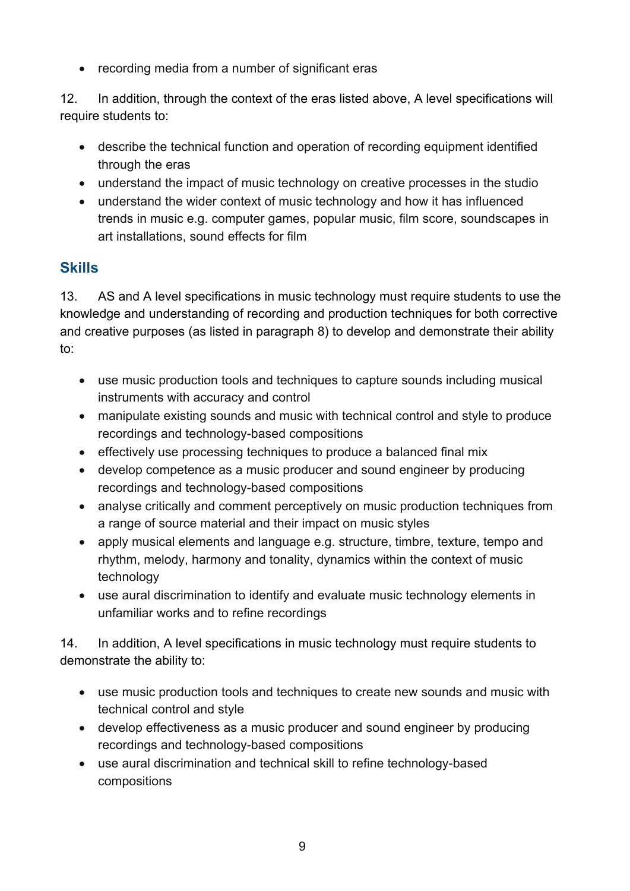- recording media from a number of significant eras

12. In addition, through the context of the eras listed above, A level specifications will require students to:

- describe the technical function and operation of recording equipment identified through the eras
- understand the impact of music technology on creative processes in the studio
- understand the wider context of music technology and how it has influenced trends in music e.g. computer games, popular music, film score, soundscapes in art installations, sound effects for film

## Skills

13. AS and A level specifications in music technology must require students to use the knowledge and understanding of recording and production techniques for both corrective and creative purposes (as listed in paragraph 8) to develop and demonstrate their ability to:

- use music production tools and techniques to capture sounds including musical instruments with accuracy and control
- manipulate existing sounds and music with technical control and style to produce recordings and technology-based compositions
- effectively use processing techniques to produce a balanced final mix
- develop competence as a music producer and sound engineer by producing recordings and technology-based compositions
- analyse critically and comment perceptively on music production techniques from a range of source material and their impact on music styles
- apply musical elements and language e.g. structure, timbre, texture, tempo and rhythm, melody, harmony and tonality, dynamics within the context of music technology
- use aural discrimination to identify and evaluate music technology elements in unfamiliar works and to refine recordings

14. In addition, A level specifications in music technology must require students to demonstrate the ability to:

- use music production tools and techniques to create new sounds and music with technical control and style
- develop effectiveness as a music producer and sound engineer by producing recordings and technology-based compositions
- use aural discrimination and technical skill to refine technology-based compositions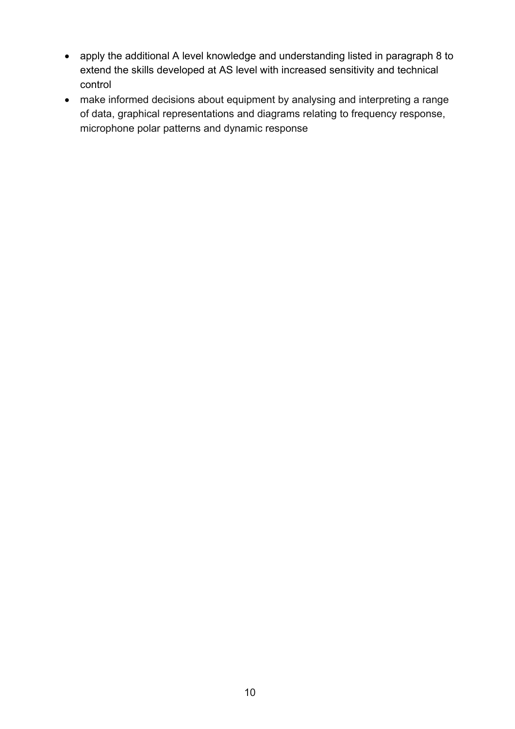- apply the additional A level knowledge and understanding listed in paragraph 8 to extend the skills developed at AS level with increased sensitivity and technical control
- make informed decisions about equipment by analysing and interpreting a range of data, graphical representations and diagrams relating to frequency response, microphone polar patterns and dynamic response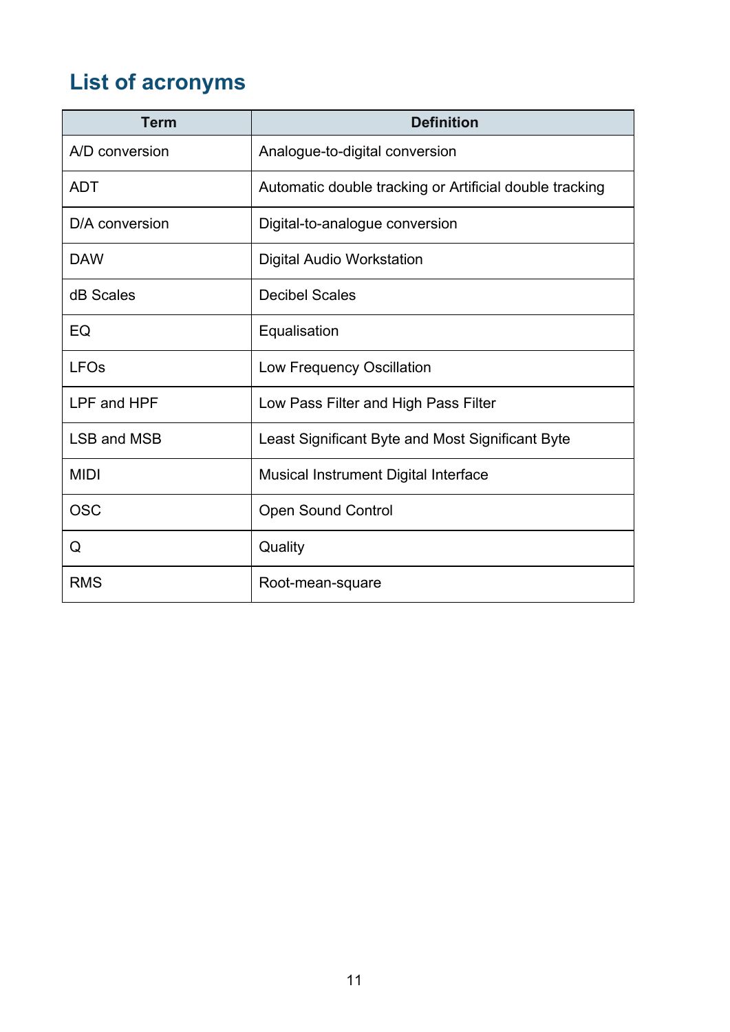## List of acronyms

| Term | Definition |
|---|---|
| A/D conversion | Analogue-to-digital conversion |
| ADT | Automatic double tracking or Artificial double tracking |
| D/A conversion | Digital-to-analogue conversion |
| DAW | Digital Audio Workstation |
| dB Scales | Decibel Scales |
| EQ | Equalisation |
| LFOs | Low Frequency Oscillation |
| LPF and HPF | Low Pass Filter and High Pass Filter |
| LSB and MSB | Least Significant Byte and Most Significant Byte |
| MIDI | Musical Instrument Digital Interface |
| OSC | Open Sound Control |
| Q | Quality |
| RMS | Root-mean-square |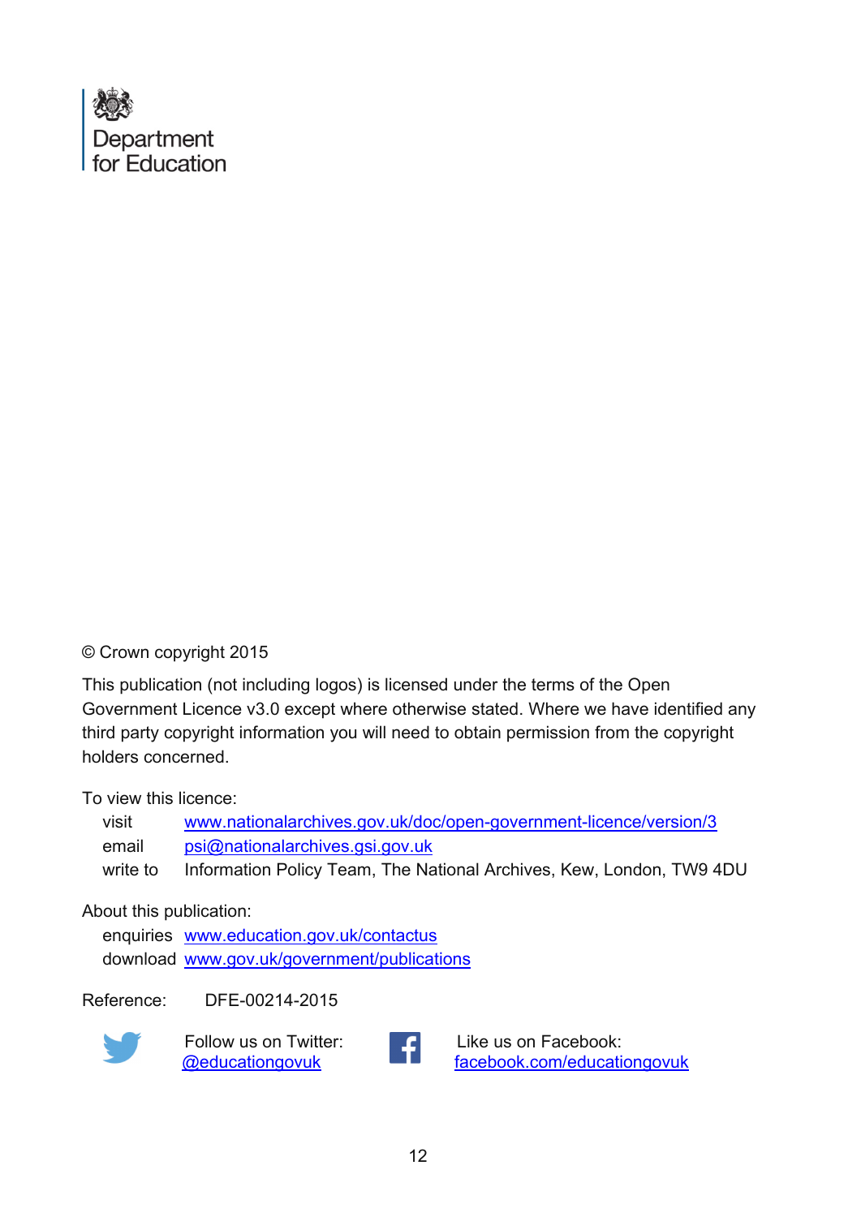Department for Education

© Crown copyright 2015

This publication (not including logos) is licensed under the terms of the Open Government Licence v3.0 except where otherwise stated. Where we have identified any third party copyright information you will need to obtain permission from the copyright holders concerned.

To view this licence:

visit www.nationalarchives.gov.uk/doc/open-government-licence/version/3
email psi@nationalarchives.gsi.gov.uk
write to Information Policy Team, The National Archives, Kew, London, TW9 4DU

About this publication:

enquiries www.education.gov.uk/contactus
download www.gov.uk/government/publications

Reference: DFE-00214-2015

Follow us on Twitter: @educationgovuk

Like us on Facebook: facebook.com/educationgovuk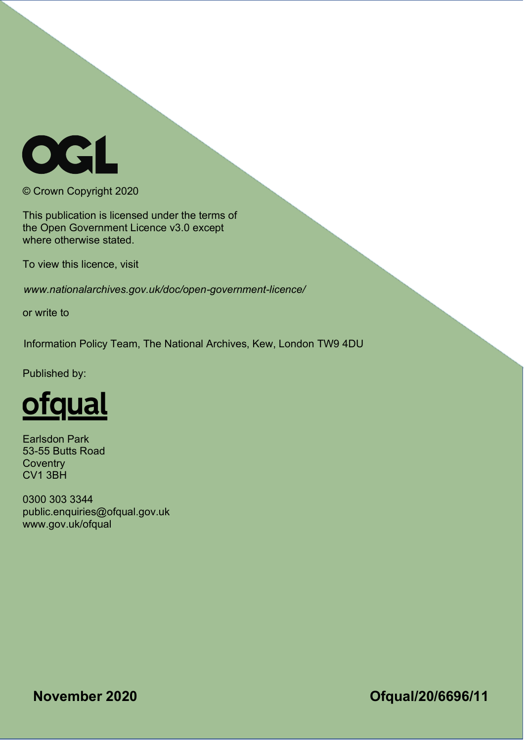OGL

© Crown Copyright 2020

This publication is licensed under the terms of the Open Government Licence v3.0 except where otherwise stated.

To view this licence, visit

*www.nationalarchives.gov.uk/doc/open-government-licence/*

or write to

Information Policy Team, The National Archives, Kew, London TW9 4DU

Published by:

ofqual

Earlsdon Park
53-55 Butts Road
Coventry
CV1 3BH

0300 303 3344
public.enquiries@ofqual.gov.uk
www.gov.uk/ofqual

**November 2020** **Ofqual/20/6696/11**